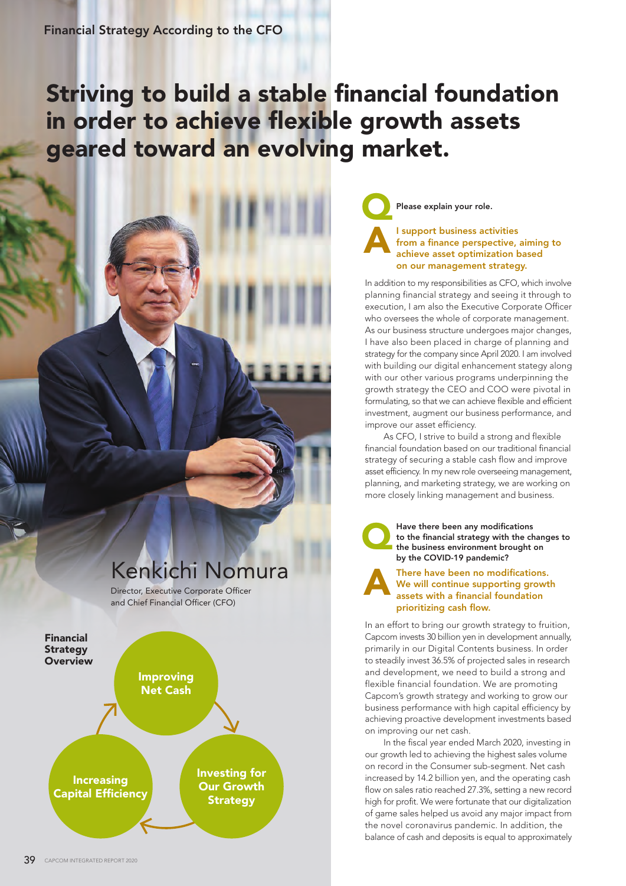Financial Strategy According to the CFO

# Striving to build a stable financial foundation in order to achieve flexible growth assets geared toward an evolving market.

## Kenkichi Nomura

Director, Executive Corporate Officer and Chief Financial Officer (CFO)

**Financial Strategy Overview**

- Improving Net Cash
- Investing for Our Growth Strategy
- Increasing Capital Efficiency

**Q** Please explain your role.

**A** **I support business activities from a finance perspective, aiming to achieve asset optimization based on our management strategy.**

In addition to my responsibilities as CFO, which involve planning financial strategy and seeing it through to execution, I am also the Executive Corporate Officer who oversees the whole of corporate management. As our business structure undergoes major changes, I have also been placed in charge of planning and strategy for the company since April 2020. I am involved with building our digital enhancement stategy along with our other various programs underpinning the growth strategy the CEO and COO were pivotal in formulating, so that we can achieve flexible and efficient investment, augment our business performance, and improve our asset efficiency.

As CFO, I strive to build a strong and flexible financial foundation based on our traditional financial strategy of securing a stable cash flow and improve asset efficiency. In my new role overseeing management, planning, and marketing strategy, we are working on more closely linking management and business.

**Q** Have there been any modifications to the financial strategy with the changes to the business environment brought on by the COVID-19 pandemic?

**A** **There have been no modifications. We will continue supporting growth assets with a financial foundation prioritizing cash flow.**

In an effort to bring our growth strategy to fruition, Capcom invests 30 billion yen in development annually, primarily in our Digital Contents business. In order to steadily invest 36.5% of projected sales in research and development, we need to build a strong and flexible financial foundation. We are promoting Capcom's growth strategy and working to grow our business performance with high capital efficiency by achieving proactive development investments based on improving our net cash.

In the fiscal year ended March 2020, investing in our growth led to achieving the highest sales volume on record in the Consumer sub-segment. Net cash increased by 14.2 billion yen, and the operating cash flow on sales ratio reached 27.3%, setting a new record high for profit. We were fortunate that our digitalization of game sales helped us avoid any major impact from the novel coronavirus pandemic. In addition, the balance of cash and deposits is equal to approximately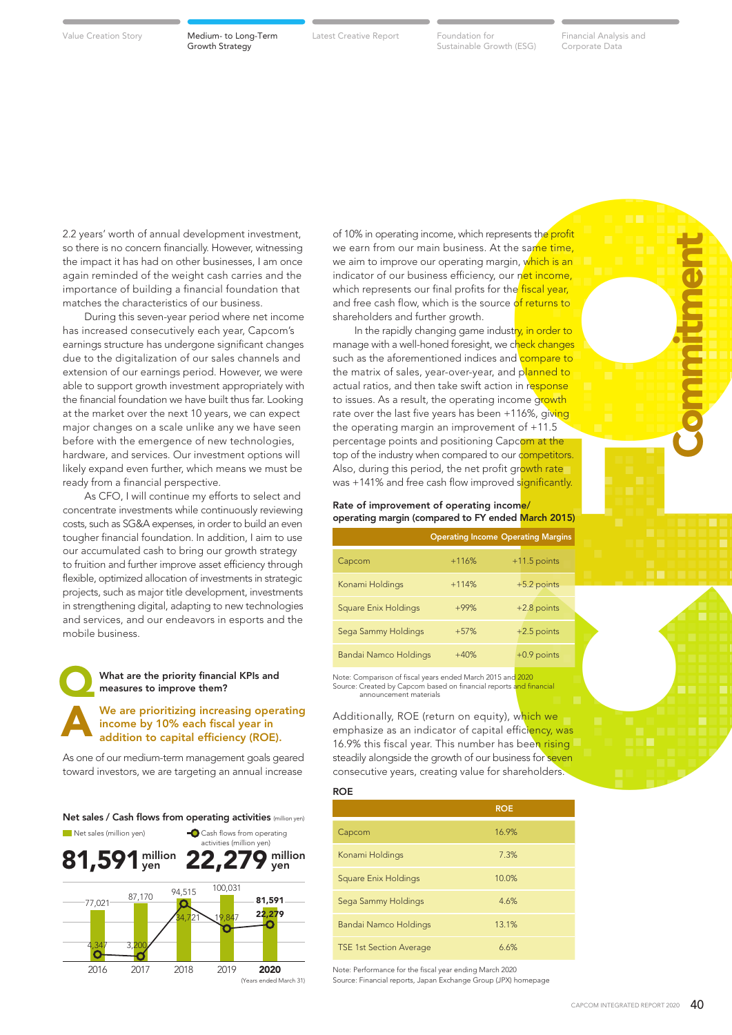2.2 years' worth of annual development investment, so there is no concern financially. However, witnessing the impact it has had on other businesses, I am once again reminded of the weight cash carries and the importance of building a financial foundation that matches the characteristics of our business.

During this seven-year period where net income has increased consecutively each year, Capcom's earnings structure has undergone significant changes due to the digitalization of our sales channels and extension of our earnings period. However, we were able to support growth investment appropriately with the financial foundation we have built thus far. Looking at the market over the next 10 years, we can expect major changes on a scale unlike any we have seen before with the emergence of new technologies, hardware, and services. Our investment options will likely expand even further, which means we must be ready from a financial perspective.

As CFO, I will continue my efforts to select and concentrate investments while continuously reviewing costs, such as SG&A expenses, in order to build an even tougher financial foundation. In addition, I aim to use our accumulated cash to bring our growth strategy to fruition and further improve asset efficiency through flexible, optimized allocation of investments in strategic projects, such as major title development, investments in strengthening digital, adapting to new technologies and services, and our endeavors in esports and the mobile business.

**Q** What are the priority financial KPIs and measures to improve them?

**A** **We are prioritizing increasing operating income by 10% each fiscal year in addition to capital efficiency (ROE).**

As one of our medium-term management goals geared toward investors, we are targeting an annual increase of 10% in operating income, which represents the profit we earn from our main business. At the same time, we aim to improve our operating margin, which is an indicator of our business efficiency, our net income, which represents our final profits for the fiscal year, and free cash flow, which is the source of returns to shareholders and further growth.

In the rapidly changing game industry, in order to manage with a well-honed foresight, we check changes such as the aforementioned indices and compare to the matrix of sales, year-over-year, and planned to actual ratios, and then take swift action in response to issues. As a result, the operating income growth rate over the last five years has been +116%, giving the operating margin an improvement of +11.5 percentage points and positioning Capcom at the top of the industry when compared to our competitors. Also, during this period, the net profit growth rate was +141% and free cash flow improved significantly.

**Net sales / Cash flows from operating activities** (million yen)

Net sales (million yen): **81,591** million yen
Cash flows from operating activities (million yen): **22,279** million yen

| Years ended March 31 | 2016 | 2017 | 2018 | 2019 | 2020 |
|---|---|---|---|---|---|
| Net sales (million yen) | 77,021 | 87,170 | 94,515 | 100,031 | 81,591 |
| Cash flows from operating activities (million yen) | 4,347 | 3,200 | 34,721 | 19,847 | 22,279 |

**Rate of improvement of operating income/ operating margin (compared to FY ended March 2015)**

| | Operating Income | Operating Margins |
|---|---|---|
| Capcom | +116% | +11.5 points |
| Konami Holdings | +114% | +5.2 points |
| Square Enix Holdings | +99% | +2.8 points |
| Sega Sammy Holdings | +57% | +2.5 points |
| Bandai Namco Holdings | +40% | +0.9 points |

Note: Comparison of fiscal years ended March 2015 and 2020
Source: Created by Capcom based on financial reports and financial announcement materials

Additionally, ROE (return on equity), which we emphasize as an indicator of capital efficiency, was 16.9% this fiscal year. This number has been rising steadily alongside the growth of our business for seven consecutive years, creating value for shareholders.

**ROE**

| | ROE |
|---|---|
| Capcom | 16.9% |
| Konami Holdings | 7.3% |
| Square Enix Holdings | 10.0% |
| Sega Sammy Holdings | 4.6% |
| Bandai Namco Holdings | 13.1% |
| TSE 1st Section Average | 6.6% |

Note: Performance for the fiscal year ending March 2020
Source: Financial reports, Japan Exchange Group (JPX) homepage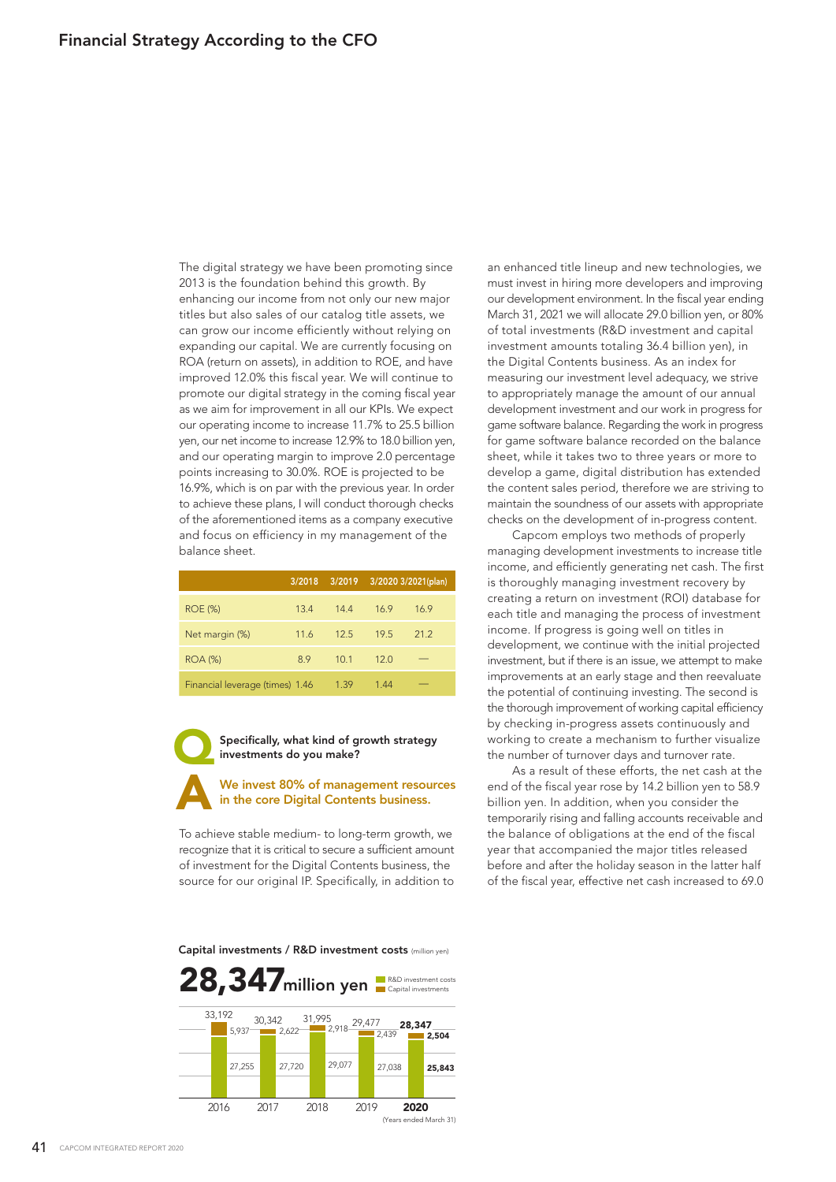## Financial Strategy According to the CFO

The digital strategy we have been promoting since 2013 is the foundation behind this growth. By enhancing our income from not only our new major titles but also sales of our catalog title assets, we can grow our income efficiently without relying on expanding our capital. We are currently focusing on ROA (return on assets), in addition to ROE, and have improved 12.0% this fiscal year. We will continue to promote our digital strategy in the coming fiscal year as we aim for improvement in all our KPIs. We expect our operating income to increase 11.7% to 25.5 billion yen, our net income to increase 12.9% to 18.0 billion yen, and our operating margin to improve 2.0 percentage points increasing to 30.0%. ROE is projected to be 16.9%, which is on par with the previous year. In order to achieve these plans, I will conduct thorough checks of the aforementioned items as a company executive and focus on efficiency in my management of the balance sheet.

| | 3/2018 | 3/2019 | 3/2020 | 3/2021(plan) |
|---|---|---|---|---|
| ROE (%) | 13.4 | 14.4 | 16.9 | 16.9 |
| Net margin (%) | 11.6 | 12.5 | 19.5 | 21.2 |
| ROA (%) | 8.9 | 10.1 | 12.0 | — |
| Financial leverage (times) | 1.46 | 1.39 | 1.44 | — |

**Q Specifically, what kind of growth strategy investments do you make?**

**A We invest 80% of management resources in the core Digital Contents business.**

To achieve stable medium- to long-term growth, we recognize that it is critical to secure a sufficient amount of investment for the Digital Contents business, the source for our original IP. Specifically, in addition to an enhanced title lineup and new technologies, we must invest in hiring more developers and improving our development environment. In the fiscal year ending March 31, 2021 we will allocate 29.0 billion yen, or 80% of total investments (R&D investment and capital investment amounts totaling 36.4 billion yen), in the Digital Contents business. As an index for measuring our investment level adequacy, we strive to appropriately manage the amount of our annual development investment and our work in progress for game software balance. Regarding the work in progress for game software balance recorded on the balance sheet, while it takes two to three years or more to develop a game, digital distribution has extended the content sales period, therefore we are striving to maintain the soundness of our assets with appropriate checks on the development of in-progress content.

Capcom employs two methods of properly managing development investments to increase title income, and efficiently generating net cash. The first is thoroughly managing investment recovery by creating a return on investment (ROI) database for each title and managing the process of investment income. If progress is going well on titles in development, we continue with the initial projected investment, but if there is an issue, we attempt to make improvements at an early stage and then reevaluate the potential of continuing investing. The second is the thorough improvement of working capital efficiency by checking in-progress assets continuously and working to create a mechanism to further visualize the number of turnover days and turnover rate.

As a result of these efforts, the net cash at the end of the fiscal year rose by 14.2 billion yen to 58.9 billion yen. In addition, when you consider the temporarily rising and falling accounts receivable and the balance of obligations at the end of the fiscal year that accompanied the major titles released before and after the holiday season in the latter half of the fiscal year, effective net cash increased to 69.0

**Capital investments / R&D investment costs** (million yen)

**28,347 million yen**

| Year | R&D investment costs | Capital investments | Total |
|---|---|---|---|
| 2016 | 27,255 | 5,937 | 33,192 |
| 2017 | 27,720 | 2,622 | 30,342 |
| 2018 | 29,077 | 2,918 | 31,995 |
| 2019 | 27,038 | 2,439 | 29,477 |
| **2020** | **25,843** | **2,504** | **28,347** |

(Years ended March 31)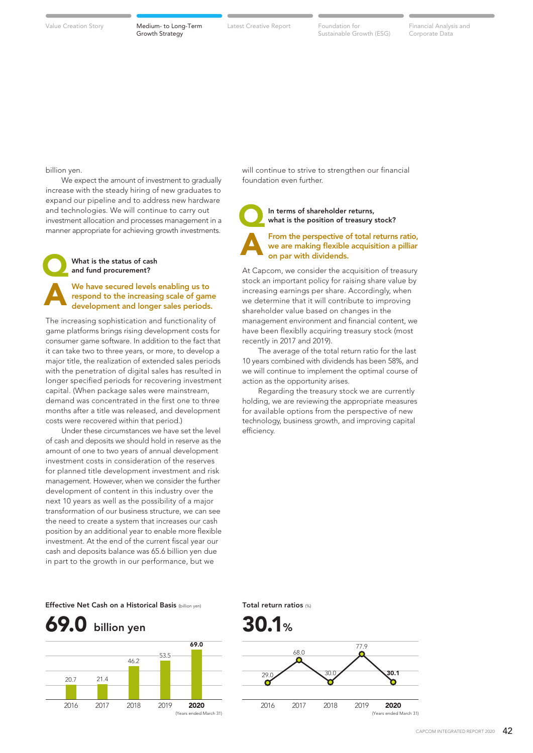billion yen.

We expect the amount of investment to gradually increase with the steady hiring of new graduates to expand our pipeline and to address new hardware and technologies. We will continue to carry out investment allocation and processes management in a manner appropriate for achieving growth investments.

### Q What is the status of cash and fund procurement?

### A We have secured levels enabling us to respond to the increasing scale of game development and longer sales periods.

The increasing sophistication and functionality of game platforms brings rising development costs for consumer game software. In addition to the fact that it can take two to three years, or more, to develop a major title, the realization of extended sales periods with the penetration of digital sales has resulted in longer specified periods for recovering investment capital. (When package sales were mainstream, demand was concentrated in the first one to three months after a title was released, and development costs were recovered within that period.)

Under these circumstances we have set the level of cash and deposits we should hold in reserve as the amount of one to two years of annual development investment costs in consideration of the reserves for planned title development investment and risk management. However, when we consider the further development of content in this industry over the next 10 years as well as the possibility of a major transformation of our business structure, we can see the need to create a system that increases our cash position by an additional year to enable more flexible investment. At the end of the current fiscal year our cash and deposits balance was 65.6 billion yen due in part to the growth in our performance, but we will continue to strive to strengthen our financial foundation even further.

### Q In terms of shareholder returns, what is the position of treasury stock?

### A From the perspective of total returns ratio, we are making flexible acquisition a pilliar on par with dividends.

At Capcom, we consider the acquisition of treasury stock an important policy for raising share value by increasing earnings per share. Accordingly, when we determine that it will contribute to improving shareholder value based on changes in the management environment and financial content, we have been flexiblly acquiring treasury stock (most recently in 2017 and 2019).

The average of the total return ratio for the last 10 years combined with dividends has been 58%, and we will continue to implement the optimal course of action as the opportunity arises.

Regarding the treasury stock we are currently holding, we are reviewing the appropriate measures for available options from the perspective of new technology, business growth, and improving capital efficiency.

**Effective Net Cash on a Historical Basis** (billion yen)

**69.0** billion yen

20.7
21.4
46.2
53.5
69.0

2016 2017 2018 2019 **2020**

(Years ended March 31)

**Total return ratios** (%)

**30.1**%

29.0
68.0
30.0
77.9
30.1

2016 2017 2018 2019 **2020**

(Years ended March 31)